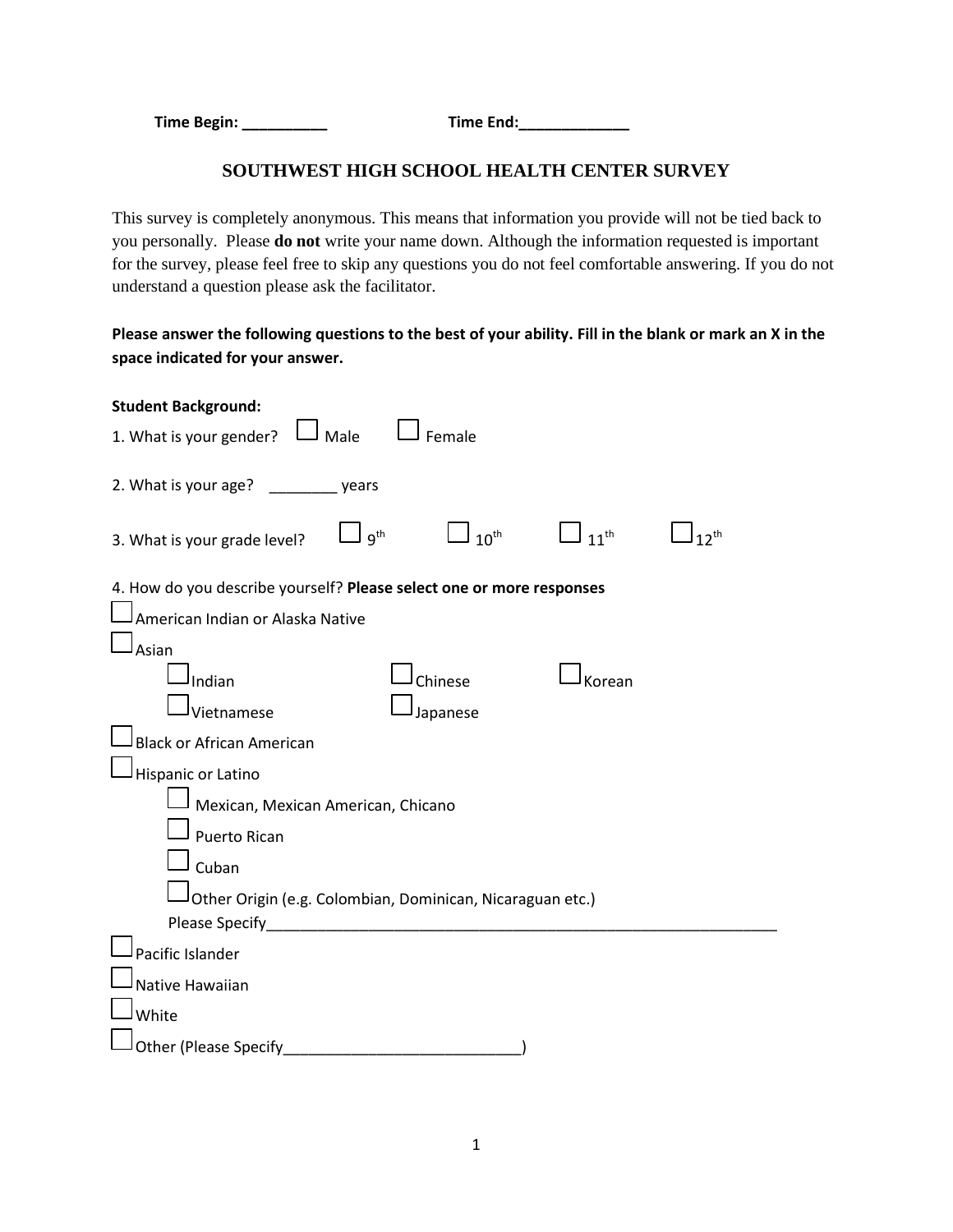**Time Begin: __________** **Time End:_____________**

# SOUTHWEST HIGH SCHOOL HEALTH CENTER SURVEY

This survey is completely anonymous. This means that information you provide will not be tied back to you personally. Please **do not** write your name down. Although the information requested is important for the survey, please feel free to skip any questions you do not feel comfortable answering. If you do not understand a question please ask the facilitator.

**Please answer the following questions to the best of your ability. Fill in the blank or mark an X in the space indicated for your answer.**

**Student Background:**

1. What is your gender? ☐ Male ☐ Female

2. What is your age? ________ years

3. What is your grade level? ☐ 9th ☐ 10th ☐ 11th ☐ 12th

4. How do you describe yourself? **Please select one or more responses**

☐ American Indian or Alaska Native

☐ Asian

- ☐ Indian ☐ Chinese ☐ Korean
- ☐ Vietnamese ☐ Japanese

☐ Black or African American

☐ Hispanic or Latino

- ☐ Mexican, Mexican American, Chicano
- ☐ Puerto Rican
- ☐ Cuban
- ☐ Other Origin (e.g. Colombian, Dominican, Nicaraguan etc.)
  Please Specify_______________________________________________________________

☐ Pacific Islander

☐ Native Hawaiian

☐ White

☐ Other (Please Specify____________________________)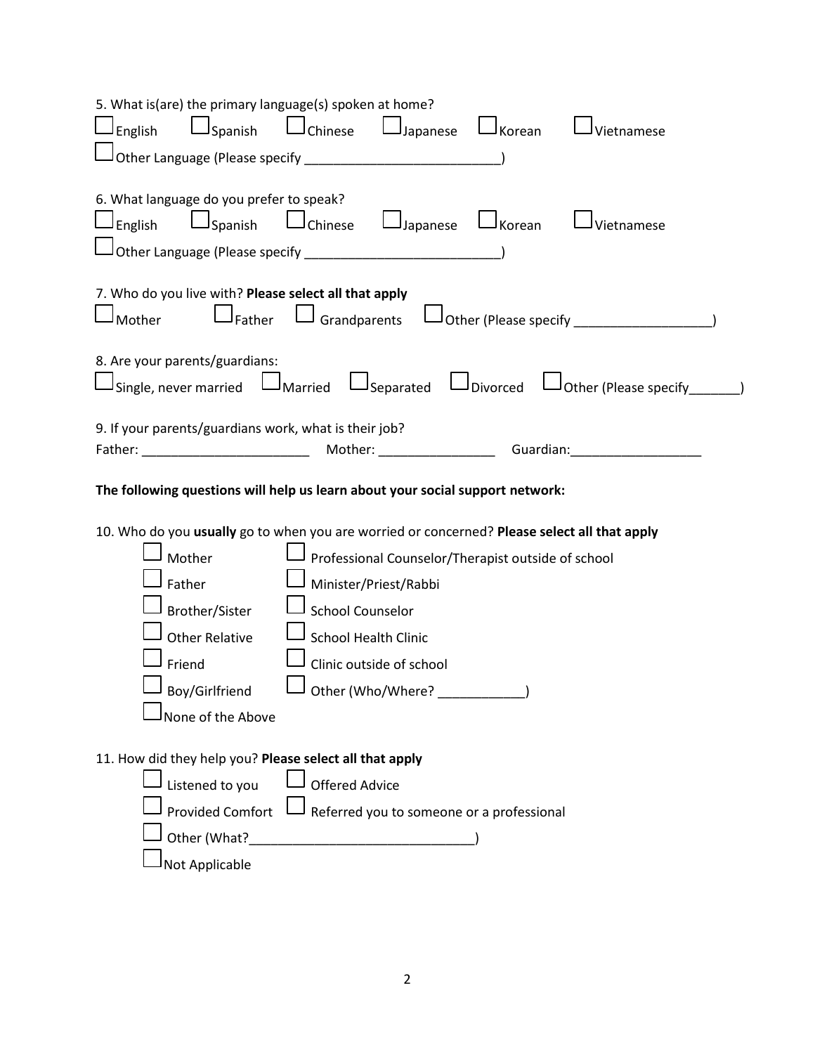5. What is(are) the primary language(s) spoken at home?

☐ English ☐ Spanish ☐ Chinese ☐ Japanese ☐ Korean ☐ Vietnamese

☐ Other Language (Please specify __________________________)

6. What language do you prefer to speak?

☐ English ☐ Spanish ☐ Chinese ☐ Japanese ☐ Korean ☐ Vietnamese

☐ Other Language (Please specify __________________________)

7. Who do you live with? **Please select all that apply**

☐ Mother ☐ Father ☐ Grandparents ☐ Other (Please specify ___________________)

8. Are your parents/guardians:

☐ Single, never married ☐ Married ☐ Separated ☐ Divorced ☐ Other (Please specify_______)

9. If your parents/guardians work, what is their job?

Father: _______________________ Mother: ________________ Guardian:__________________

**The following questions will help us learn about your social support network:**

10. Who do you **usually** go to when you are worried or concerned? **Please select all that apply**

- ☐ Mother
- ☐ Father
- ☐ Brother/Sister
- ☐ Other Relative
- ☐ Friend
- ☐ Boy/Girlfriend
- ☐ None of the Above
- ☐ Professional Counselor/Therapist outside of school
- ☐ Minister/Priest/Rabbi
- ☐ School Counselor
- ☐ School Health Clinic
- ☐ Clinic outside of school
- ☐ Other (Who/Where? ____________)

11. How did they help you? **Please select all that apply**

- ☐ Listened to you
- ☐ Offered Advice
- ☐ Provided Comfort
- ☐ Referred you to someone or a professional
- ☐ Other (What?_______________________________)
- ☐ Not Applicable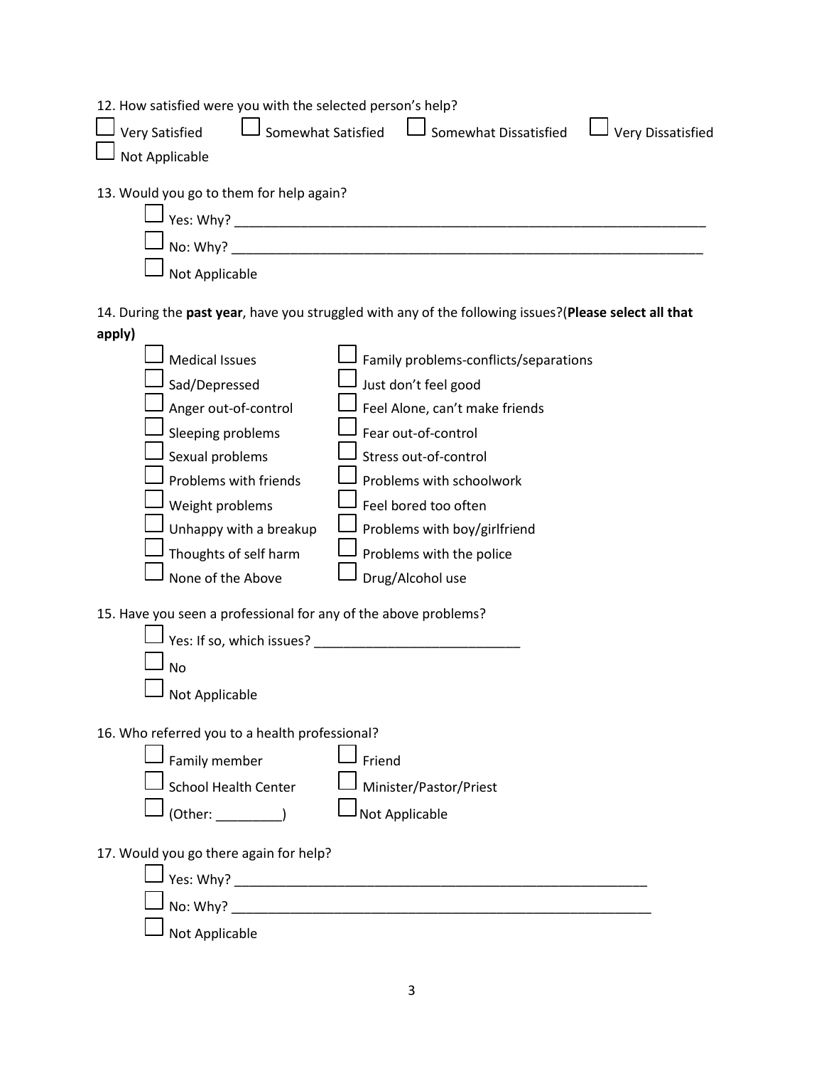12. How satisfied were you with the selected person's help?

☐ Very Satisfied ☐ Somewhat Satisfied ☐ Somewhat Dissatisfied ☐ Very Dissatisfied
☐ Not Applicable

13. Would you go to them for help again?

- ☐ Yes: Why? ___________________________________________________________________
- ☐ No: Why? ___________________________________________________________________
- ☐ Not Applicable

14. During the **past year**, have you struggled with any of the following issues?(**Please select all that apply)**

| | |
|---|---|
| ☐ Medical Issues | ☐ Family problems-conflicts/separations |
| ☐ Sad/Depressed | ☐ Just don't feel good |
| ☐ Anger out-of-control | ☐ Feel Alone, can't make friends |
| ☐ Sleeping problems | ☐ Fear out-of-control |
| ☐ Sexual problems | ☐ Stress out-of-control |
| ☐ Problems with friends | ☐ Problems with schoolwork |
| ☐ Weight problems | ☐ Feel bored too often |
| ☐ Unhappy with a breakup | ☐ Problems with boy/girlfriend |
| ☐ Thoughts of self harm | ☐ Problems with the police |
| ☐ None of the Above | ☐ Drug/Alcohol use |

15. Have you seen a professional for any of the above problems?

- ☐ Yes: If so, which issues? ___________________________
- ☐ No
- ☐ Not Applicable

16. Who referred you to a health professional?

| | |
|---|---|
| ☐ Family member | ☐ Friend |
| ☐ School Health Center | ☐ Minister/Pastor/Priest |
| ☐ (Other: _________) | ☐ Not Applicable |

17. Would you go there again for help?

- ☐ Yes: Why? _________________________________________________________
- ☐ No: Why? _________________________________________________________
- ☐ Not Applicable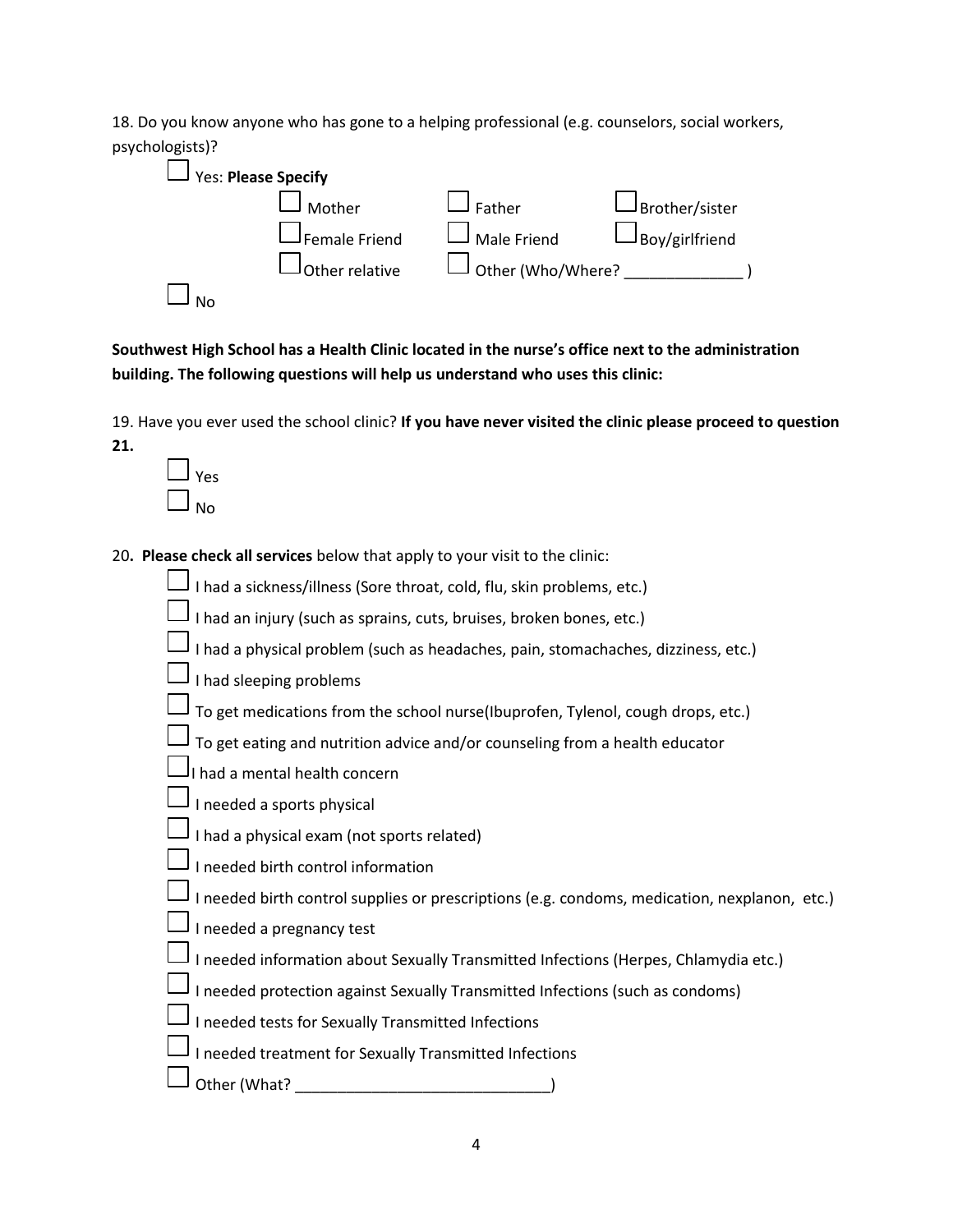18. Do you know anyone who has gone to a helping professional (e.g. counselors, social workers, psychologists)?

- ☐ Yes: **Please Specify**
  - ☐ Mother
  - ☐ Father
  - ☐ Brother/sister
  - ☐ Female Friend
  - ☐ Male Friend
  - ☐ Boy/girlfriend
  - ☐ Other relative
  - ☐ Other (Who/Where? ______________ )
- ☐ No

**Southwest High School has a Health Clinic located in the nurse's office next to the administration building. The following questions will help us understand who uses this clinic:**

19. Have you ever used the school clinic? **If you have never visited the clinic please proceed to question 21.**

- ☐ Yes
- ☐ No

20**. Please check all services** below that apply to your visit to the clinic:

- ☐ I had a sickness/illness (Sore throat, cold, flu, skin problems, etc.)
- ☐ I had an injury (such as sprains, cuts, bruises, broken bones, etc.)
- ☐ I had a physical problem (such as headaches, pain, stomachaches, dizziness, etc.)
- ☐ I had sleeping problems
- ☐ To get medications from the school nurse(Ibuprofen, Tylenol, cough drops, etc.)
- ☐ To get eating and nutrition advice and/or counseling from a health educator
- ☐ I had a mental health concern
- ☐ I needed a sports physical
- ☐ I had a physical exam (not sports related)
- ☐ I needed birth control information
- ☐ I needed birth control supplies or prescriptions (e.g. condoms, medication, nexplanon, etc.)
- ☐ I needed a pregnancy test
- ☐ I needed information about Sexually Transmitted Infections (Herpes, Chlamydia etc.)
- ☐ I needed protection against Sexually Transmitted Infections (such as condoms)
- ☐ I needed tests for Sexually Transmitted Infections
- ☐ I needed treatment for Sexually Transmitted Infections
- ☐ Other (What? ______________________________)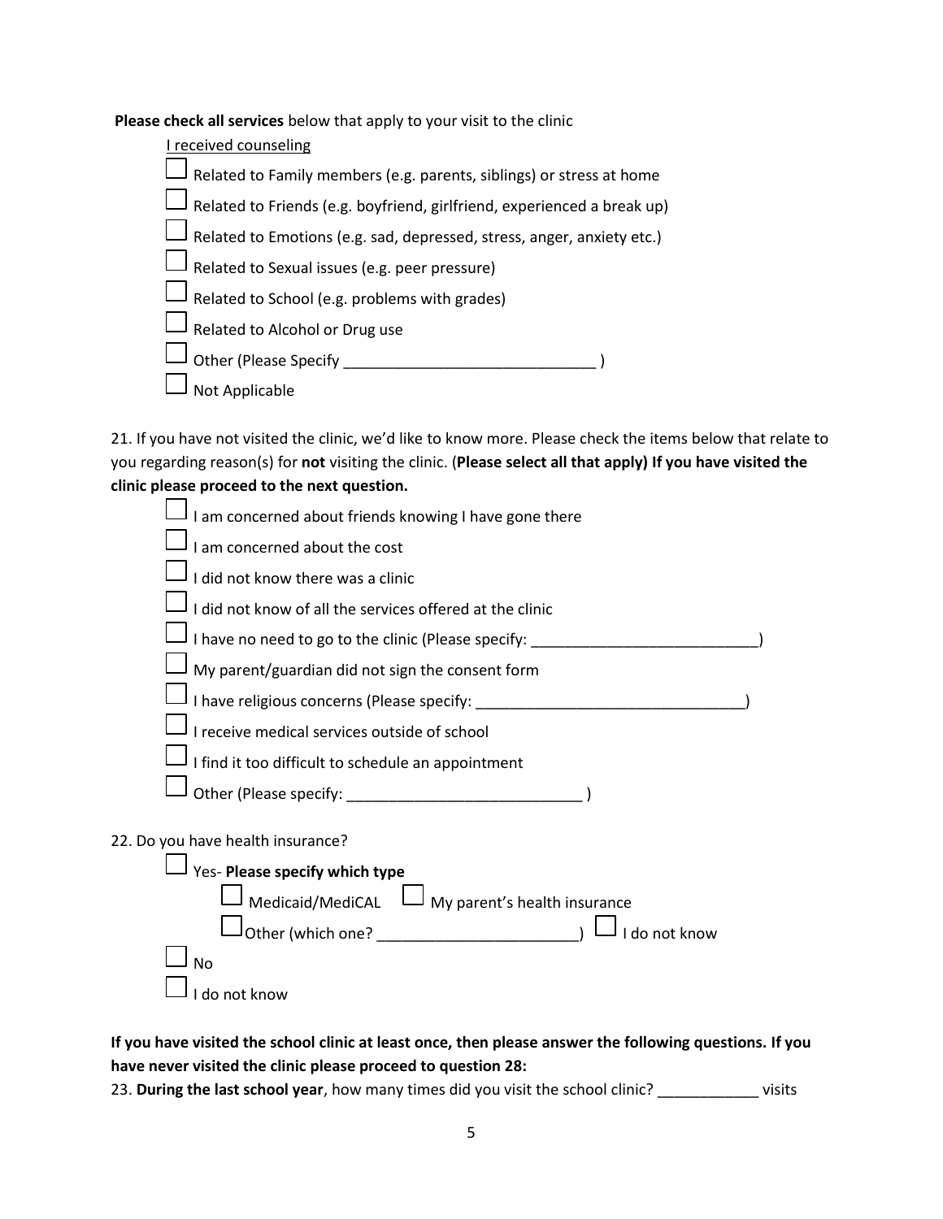**Please check all services** below that apply to your visit to the clinic

I received counseling

- ☐ Related to Family members (e.g. parents, siblings) or stress at home
- ☐ Related to Friends (e.g. boyfriend, girlfriend, experienced a break up)
- ☐ Related to Emotions (e.g. sad, depressed, stress, anger, anxiety etc.)
- ☐ Related to Sexual issues (e.g. peer pressure)
- ☐ Related to School (e.g. problems with grades)
- ☐ Related to Alcohol or Drug use
- ☐ Other (Please Specify ______________________________ )
- ☐ Not Applicable

21. If you have not visited the clinic, we'd like to know more. Please check the items below that relate to you regarding reason(s) for **not** visiting the clinic. (**Please select all that apply) If you have visited the clinic please proceed to the next question.**

- ☐ I am concerned about friends knowing I have gone there
- ☐ I am concerned about the cost
- ☐ I did not know there was a clinic
- ☐ I did not know of all the services offered at the clinic
- ☐ I have no need to go to the clinic (Please specify: ___________________________)
- ☐ My parent/guardian did not sign the consent form
- ☐ I have religious concerns (Please specify: ________________________________)
- ☐ I receive medical services outside of school
- ☐ I find it too difficult to schedule an appointment
- ☐ Other (Please specify: ____________________________ )

22. Do you have health insurance?

- ☐ Yes- **Please specify which type**
  - ☐ Medicaid/MediCAL ☐ My parent's health insurance
  - ☐ Other (which one? ________________________) ☐ I do not know
- ☐ No
- ☐ I do not know

**If you have visited the school clinic at least once, then please answer the following questions. If you have never visited the clinic please proceed to question 28:**

23. **During the last school year**, how many times did you visit the school clinic? ____________ visits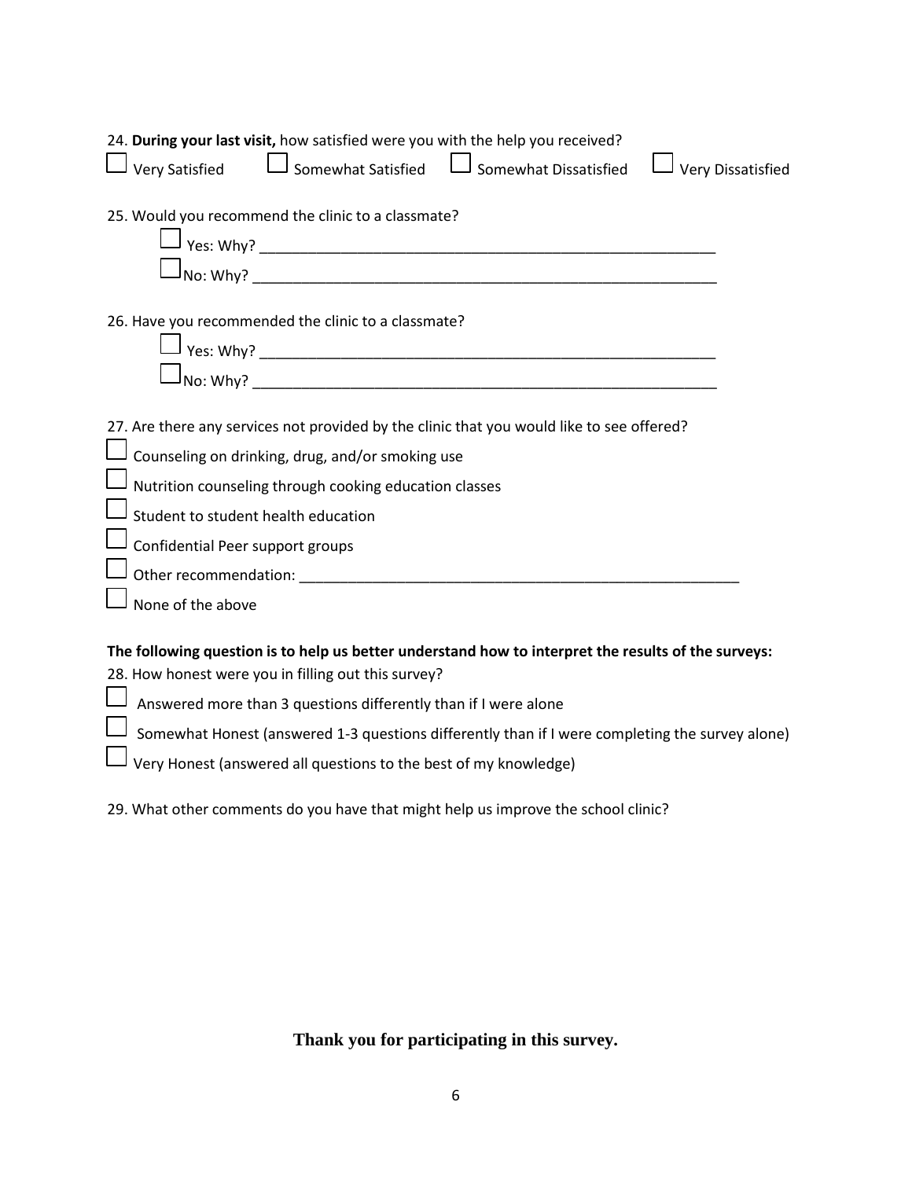24. **During your last visit,** how satisfied were you with the help you received?

☐ Very Satisfied ☐ Somewhat Satisfied ☐ Somewhat Dissatisfied ☐ Very Dissatisfied

25. Would you recommend the clinic to a classmate?

   ☐ Yes: Why? ________________________________________________________

   ☐ No: Why? ________________________________________________________

26. Have you recommended the clinic to a classmate?

   ☐ Yes: Why? ________________________________________________________

   ☐ No: Why? ________________________________________________________

27. Are there any services not provided by the clinic that you would like to see offered?

☐ Counseling on drinking, drug, and/or smoking use

☐ Nutrition counseling through cooking education classes

☐ Student to student health education

☐ Confidential Peer support groups

☐ Other recommendation: ____________________________________________________

☐ None of the above

**The following question is to help us better understand how to interpret the results of the surveys:**

28. How honest were you in filling out this survey?

☐ Answered more than 3 questions differently than if I were alone

☐ Somewhat Honest (answered 1-3 questions differently than if I were completing the survey alone)

☐ Very Honest (answered all questions to the best of my knowledge)

29. What other comments do you have that might help us improve the school clinic?

**Thank you for participating in this survey.**